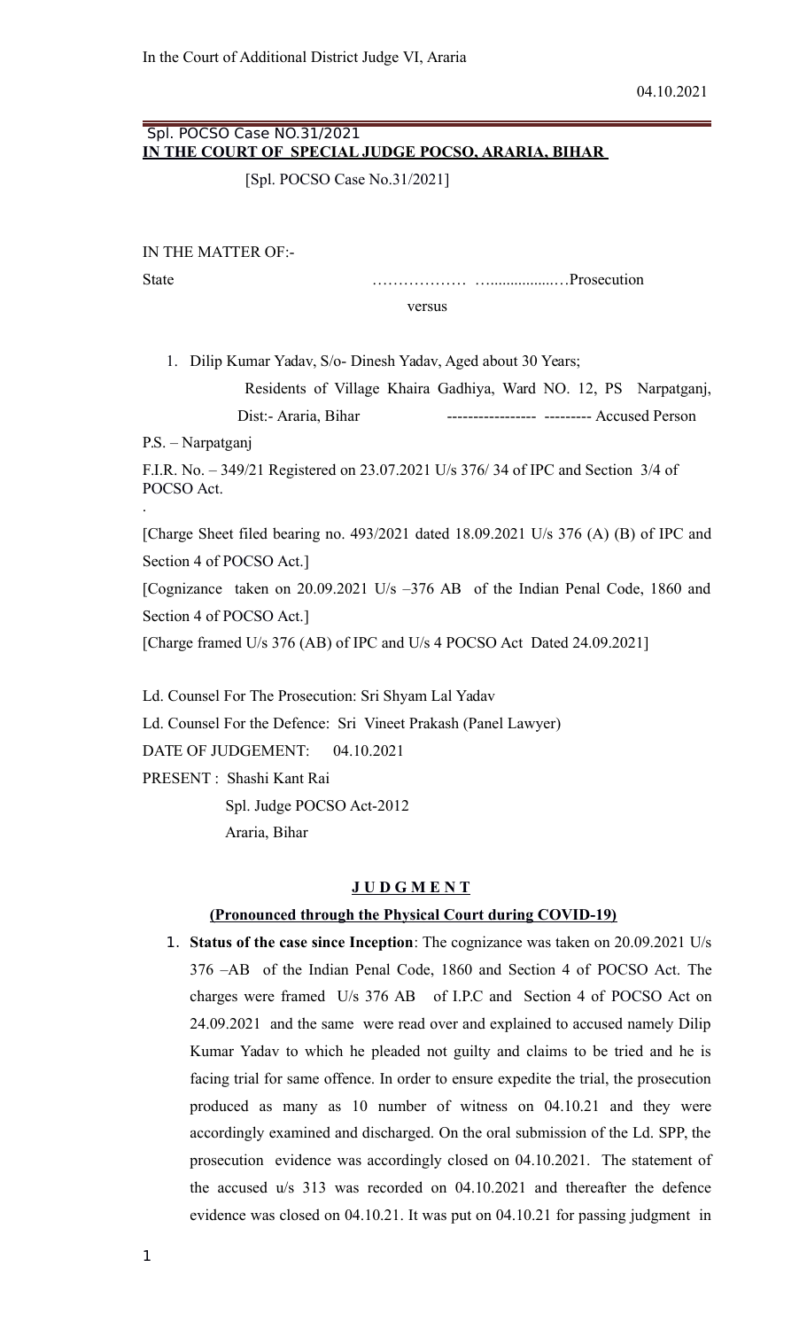In the Court of Additional District Judge VI, Araria

04.10.2021

Spl. POCSO Case NO.31/2021

**IN THE COURT OF SPECIAL JUDGE POCSO, ARARIA, BIHAR**

[Spl. POCSO Case No.31/2021]

IN THE MATTER OF:-

State ……………… …...............…Prosecution

versus

1. Dilip Kumar Yadav, S/o- Dinesh Yadav, Aged about 30 Years;

   Residents of Village Khaira Gadhiya, Ward NO. 12, PS Narpatganj, Dist:- Araria, Bihar ---------------- --------- Accused Person

P.S. – Narpatganj

F.I.R. No. – 349/21 Registered on 23.07.2021 U/s 376/ 34 of IPC and Section 3/4 of POCSO Act.

.

[Charge Sheet filed bearing no. 493/2021 dated 18.09.2021 U/s 376 (A) (B) of IPC and Section 4 of POCSO Act.]

[Cognizance taken on 20.09.2021 U/s –376 AB of the Indian Penal Code, 1860 and Section 4 of POCSO Act.]

[Charge framed U/s 376 (AB) of IPC and U/s 4 POCSO Act Dated 24.09.2021]

Ld. Counsel For The Prosecution: Sri Shyam Lal Yadav

Ld. Counsel For the Defence: Sri Vineet Prakash (Panel Lawyer)

DATE OF JUDGEMENT: 04.10.2021

PRESENT : Shashi Kant Rai

Spl. Judge POCSO Act-2012

Araria, Bihar

## J U D G M E N T

**(Pronounced through the Physical Court during COVID-19)**

1. **Status of the case since Inception**: The cognizance was taken on 20.09.2021 U/s 376 –AB of the Indian Penal Code, 1860 and Section 4 of POCSO Act. The charges were framed U/s 376 AB of I.P.C and Section 4 of POCSO Act on 24.09.2021 and the same were read over and explained to accused namely Dilip Kumar Yadav to which he pleaded not guilty and claims to be tried and he is facing trial for same offence. In order to ensure expedite the trial, the prosecution produced as many as 10 number of witness on 04.10.21 and they were accordingly examined and discharged. On the oral submission of the Ld. SPP, the prosecution evidence was accordingly closed on 04.10.2021. The statement of the accused u/s 313 was recorded on 04.10.2021 and thereafter the defence evidence was closed on 04.10.21. It was put on 04.10.21 for passing judgment in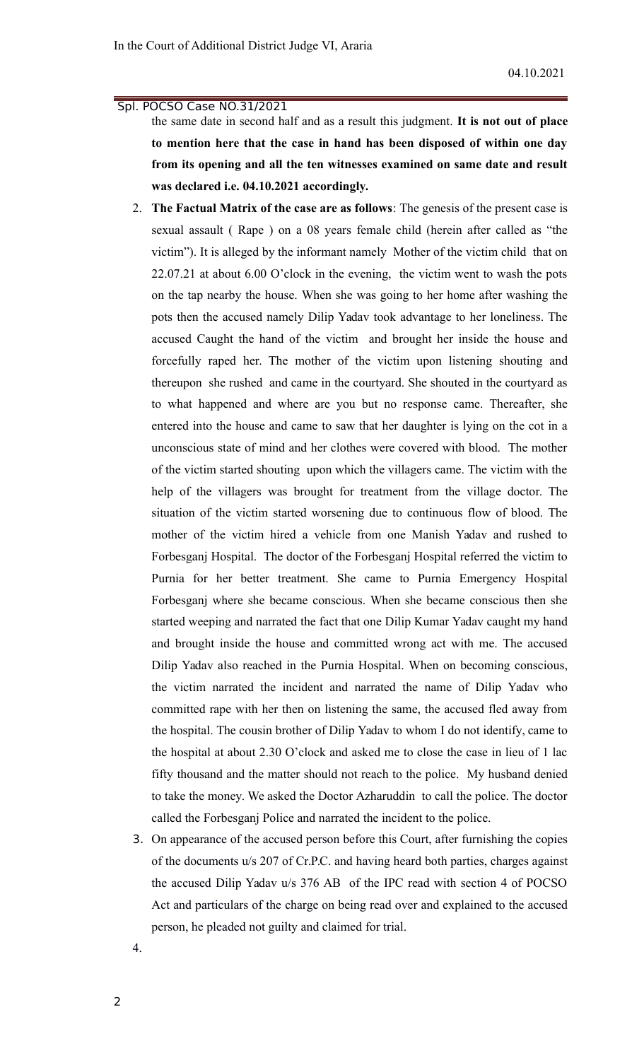the same date in second half and as a result this judgment. **It is not out of place to mention here that the case in hand has been disposed of within one day from its opening and all the ten witnesses examined on same date and result was declared i.e. 04.10.2021 accordingly.**

2. **The Factual Matrix of the case are as follows**: The genesis of the present case is sexual assault ( Rape ) on a 08 years female child (herein after called as "the victim"). It is alleged by the informant namely Mother of the victim child that on 22.07.21 at about 6.00 O'clock in the evening, the victim went to wash the pots on the tap nearby the house. When she was going to her home after washing the pots then the accused namely Dilip Yadav took advantage to her loneliness. The accused Caught the hand of the victim and brought her inside the house and forcefully raped her. The mother of the victim upon listening shouting and thereupon she rushed and came in the courtyard. She shouted in the courtyard as to what happened and where are you but no response came. Thereafter, she entered into the house and came to saw that her daughter is lying on the cot in a unconscious state of mind and her clothes were covered with blood. The mother of the victim started shouting upon which the villagers came. The victim with the help of the villagers was brought for treatment from the village doctor. The situation of the victim started worsening due to continuous flow of blood. The mother of the victim hired a vehicle from one Manish Yadav and rushed to Forbesganj Hospital. The doctor of the Forbesganj Hospital referred the victim to Purnia for her better treatment. She came to Purnia Emergency Hospital Forbesganj where she became conscious. When she became conscious then she started weeping and narrated the fact that one Dilip Kumar Yadav caught my hand and brought inside the house and committed wrong act with me. The accused Dilip Yadav also reached in the Purnia Hospital. When on becoming conscious, the victim narrated the incident and narrated the name of Dilip Yadav who committed rape with her then on listening the same, the accused fled away from the hospital. The cousin brother of Dilip Yadav to whom I do not identify, came to the hospital at about 2.30 O'clock and asked me to close the case in lieu of 1 lac fifty thousand and the matter should not reach to the police. My husband denied to take the money. We asked the Doctor Azharuddin to call the police. The doctor called the Forbesganj Police and narrated the incident to the police.

3. On appearance of the accused person before this Court, after furnishing the copies of the documents u/s 207 of Cr.P.C. and having heard both parties, charges against the accused Dilip Yadav u/s 376 AB of the IPC read with section 4 of POCSO Act and particulars of the charge on being read over and explained to the accused person, he pleaded not guilty and claimed for trial.

4.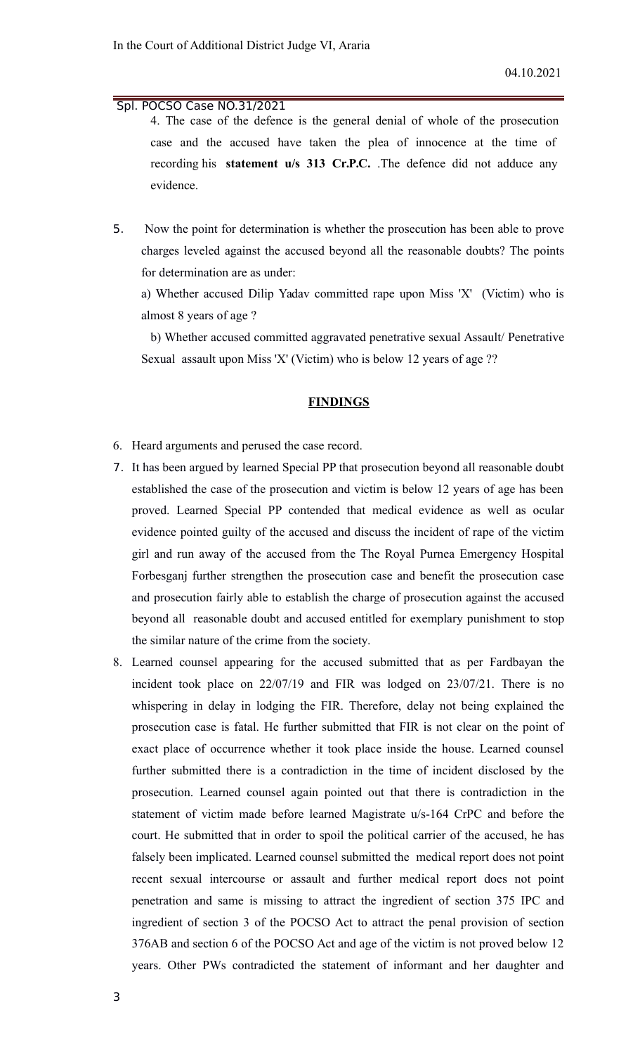4. The case of the defence is the general denial of whole of the prosecution case and the accused have taken the plea of innocence at the time of recording his **statement u/s 313 Cr.P.C.** .The defence did not adduce any evidence.

5. Now the point for determination is whether the prosecution has been able to prove charges leveled against the accused beyond all the reasonable doubts? The points for determination are as under:

   a) Whether accused Dilip Yadav committed rape upon Miss 'X' (Victim) who is almost 8 years of age ?

   b) Whether accused committed aggravated penetrative sexual Assault/ Penetrative Sexual assault upon Miss 'X' (Victim) who is below 12 years of age ??

## FINDINGS

6. Heard arguments and perused the case record.

7. It has been argued by learned Special PP that prosecution beyond all reasonable doubt established the case of the prosecution and victim is below 12 years of age has been proved. Learned Special PP contended that medical evidence as well as ocular evidence pointed guilty of the accused and discuss the incident of rape of the victim girl and run away of the accused from the The Royal Purnea Emergency Hospital Forbesganj further strengthen the prosecution case and benefit the prosecution case and prosecution fairly able to establish the charge of prosecution against the accused beyond all reasonable doubt and accused entitled for exemplary punishment to stop the similar nature of the crime from the society.

8. Learned counsel appearing for the accused submitted that as per Fardbayan the incident took place on 22/07/19 and FIR was lodged on 23/07/21. There is no whispering in delay in lodging the FIR. Therefore, delay not being explained the prosecution case is fatal. He further submitted that FIR is not clear on the point of exact place of occurrence whether it took place inside the house. Learned counsel further submitted there is a contradiction in the time of incident disclosed by the prosecution. Learned counsel again pointed out that there is contradiction in the statement of victim made before learned Magistrate u/s-164 CrPC and before the court. He submitted that in order to spoil the political carrier of the accused, he has falsely been implicated. Learned counsel submitted the medical report does not point recent sexual intercourse or assault and further medical report does not point penetration and same is missing to attract the ingredient of section 375 IPC and ingredient of section 3 of the POCSO Act to attract the penal provision of section 376AB and section 6 of the POCSO Act and age of the victim is not proved below 12 years. Other PWs contradicted the statement of informant and her daughter and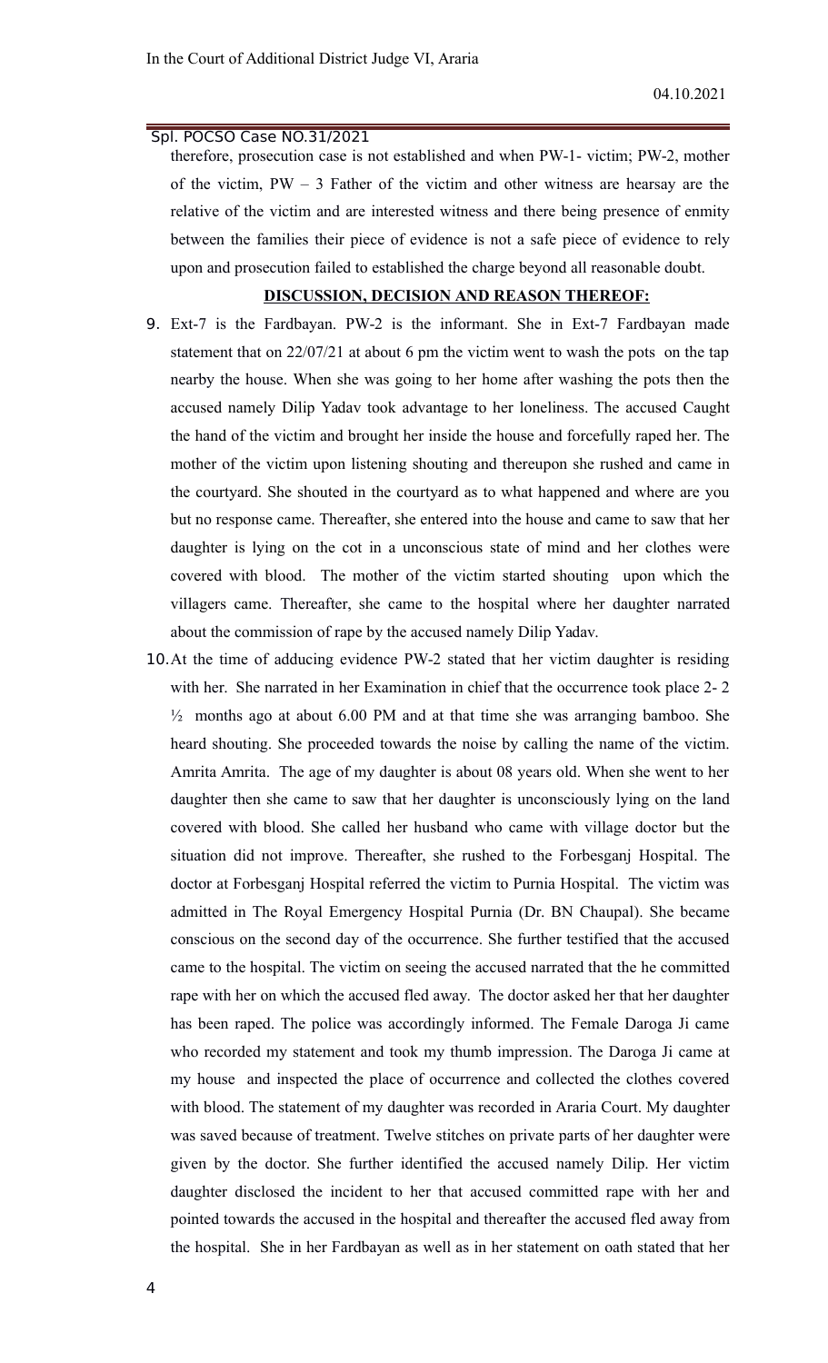therefore, prosecution case is not established and when PW-1- victim; PW-2, mother of the victim, PW – 3 Father of the victim and other witness are hearsay are the relative of the victim and are interested witness and there being presence of enmity between the families their piece of evidence is not a safe piece of evidence to rely upon and prosecution failed to established the charge beyond all reasonable doubt.

**DISCUSSION, DECISION AND REASON THEREOF:**

9. Ext-7 is the Fardbayan. PW-2 is the informant. She in Ext-7 Fardbayan made statement that on 22/07/21 at about 6 pm the victim went to wash the pots on the tap nearby the house. When she was going to her home after washing the pots then the accused namely Dilip Yadav took advantage to her loneliness. The accused Caught the hand of the victim and brought her inside the house and forcefully raped her. The mother of the victim upon listening shouting and thereupon she rushed and came in the courtyard. She shouted in the courtyard as to what happened and where are you but no response came. Thereafter, she entered into the house and came to saw that her daughter is lying on the cot in a unconscious state of mind and her clothes were covered with blood. The mother of the victim started shouting upon which the villagers came. Thereafter, she came to the hospital where her daughter narrated about the commission of rape by the accused namely Dilip Yadav.

10. At the time of adducing evidence PW-2 stated that her victim daughter is residing with her. She narrated in her Examination in chief that the occurrence took place 2- 2 ½ months ago at about 6.00 PM and at that time she was arranging bamboo. She heard shouting. She proceeded towards the noise by calling the name of the victim. Amrita Amrita. The age of my daughter is about 08 years old. When she went to her daughter then she came to saw that her daughter is unconsciously lying on the land covered with blood. She called her husband who came with village doctor but the situation did not improve. Thereafter, she rushed to the Forbesganj Hospital. The doctor at Forbesganj Hospital referred the victim to Purnia Hospital. The victim was admitted in The Royal Emergency Hospital Purnia (Dr. BN Chaupal). She became conscious on the second day of the occurrence. She further testified that the accused came to the hospital. The victim on seeing the accused narrated that the he committed rape with her on which the accused fled away. The doctor asked her that her daughter has been raped. The police was accordingly informed. The Female Daroga Ji came who recorded my statement and took my thumb impression. The Daroga Ji came at my house and inspected the place of occurrence and collected the clothes covered with blood. The statement of my daughter was recorded in Araria Court. My daughter was saved because of treatment. Twelve stitches on private parts of her daughter were given by the doctor. She further identified the accused namely Dilip. Her victim daughter disclosed the incident to her that accused committed rape with her and pointed towards the accused in the hospital and thereafter the accused fled away from the hospital. She in her Fardbayan as well as in her statement on oath stated that her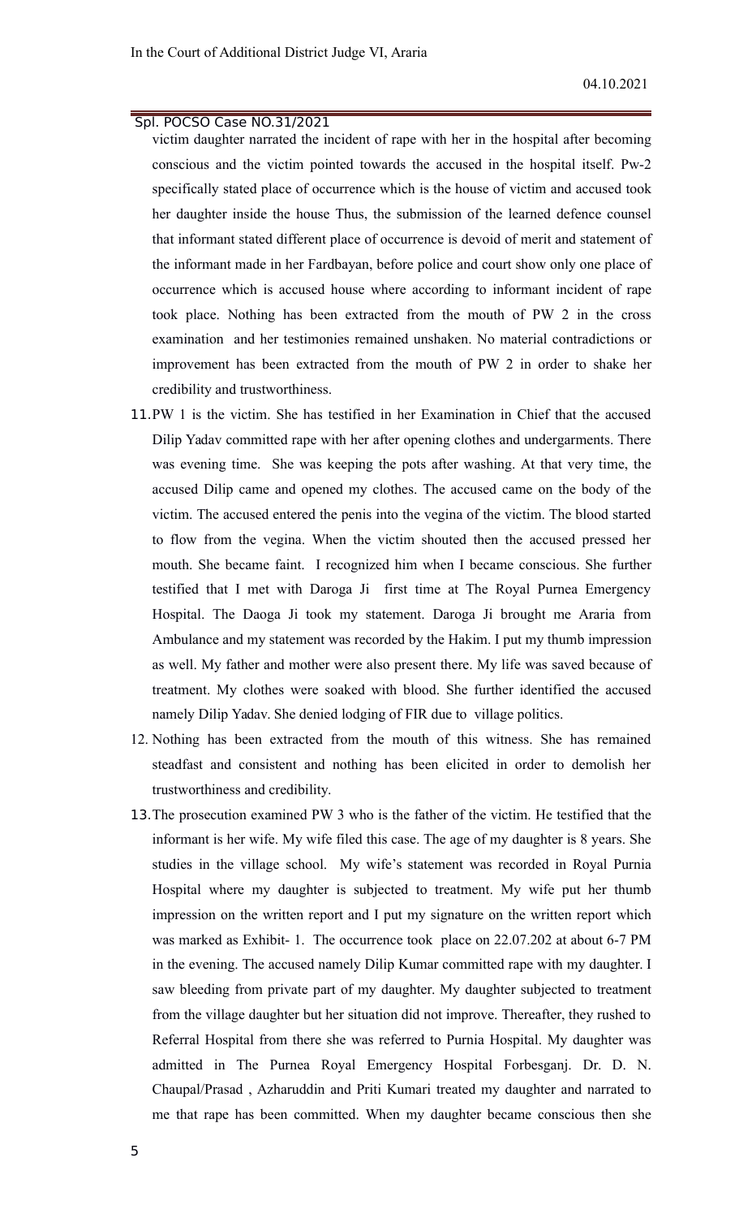victim daughter narrated the incident of rape with her in the hospital after becoming conscious and the victim pointed towards the accused in the hospital itself. Pw-2 specifically stated place of occurrence which is the house of victim and accused took her daughter inside the house Thus, the submission of the learned defence counsel that informant stated different place of occurrence is devoid of merit and statement of the informant made in her Fardbayan, before police and court show only one place of occurrence which is accused house where according to informant incident of rape took place. Nothing has been extracted from the mouth of PW 2 in the cross examination and her testimonies remained unshaken. No material contradictions or improvement has been extracted from the mouth of PW 2 in order to shake her credibility and trustworthiness.

11. PW 1 is the victim. She has testified in her Examination in Chief that the accused Dilip Yadav committed rape with her after opening clothes and undergarments. There was evening time. She was keeping the pots after washing. At that very time, the accused Dilip came and opened my clothes. The accused came on the body of the victim. The accused entered the penis into the vegina of the victim. The blood started to flow from the vegina. When the victim shouted then the accused pressed her mouth. She became faint. I recognized him when I became conscious. She further testified that I met with Daroga Ji first time at The Royal Purnea Emergency Hospital. The Daoga Ji took my statement. Daroga Ji brought me Araria from Ambulance and my statement was recorded by the Hakim. I put my thumb impression as well. My father and mother were also present there. My life was saved because of treatment. My clothes were soaked with blood. She further identified the accused namely Dilip Yadav. She denied lodging of FIR due to village politics.

12. Nothing has been extracted from the mouth of this witness. She has remained steadfast and consistent and nothing has been elicited in order to demolish her trustworthiness and credibility.

13. The prosecution examined PW 3 who is the father of the victim. He testified that the informant is her wife. My wife filed this case. The age of my daughter is 8 years. She studies in the village school. My wife's statement was recorded in Royal Purnia Hospital where my daughter is subjected to treatment. My wife put her thumb impression on the written report and I put my signature on the written report which was marked as Exhibit- 1. The occurrence took place on 22.07.202 at about 6-7 PM in the evening. The accused namely Dilip Kumar committed rape with my daughter. I saw bleeding from private part of my daughter. My daughter subjected to treatment from the village daughter but her situation did not improve. Thereafter, they rushed to Referral Hospital from there she was referred to Purnia Hospital. My daughter was admitted in The Purnea Royal Emergency Hospital Forbesganj. Dr. D. N. Chaupal/Prasad , Azharuddin and Priti Kumari treated my daughter and narrated to me that rape has been committed. When my daughter became conscious then she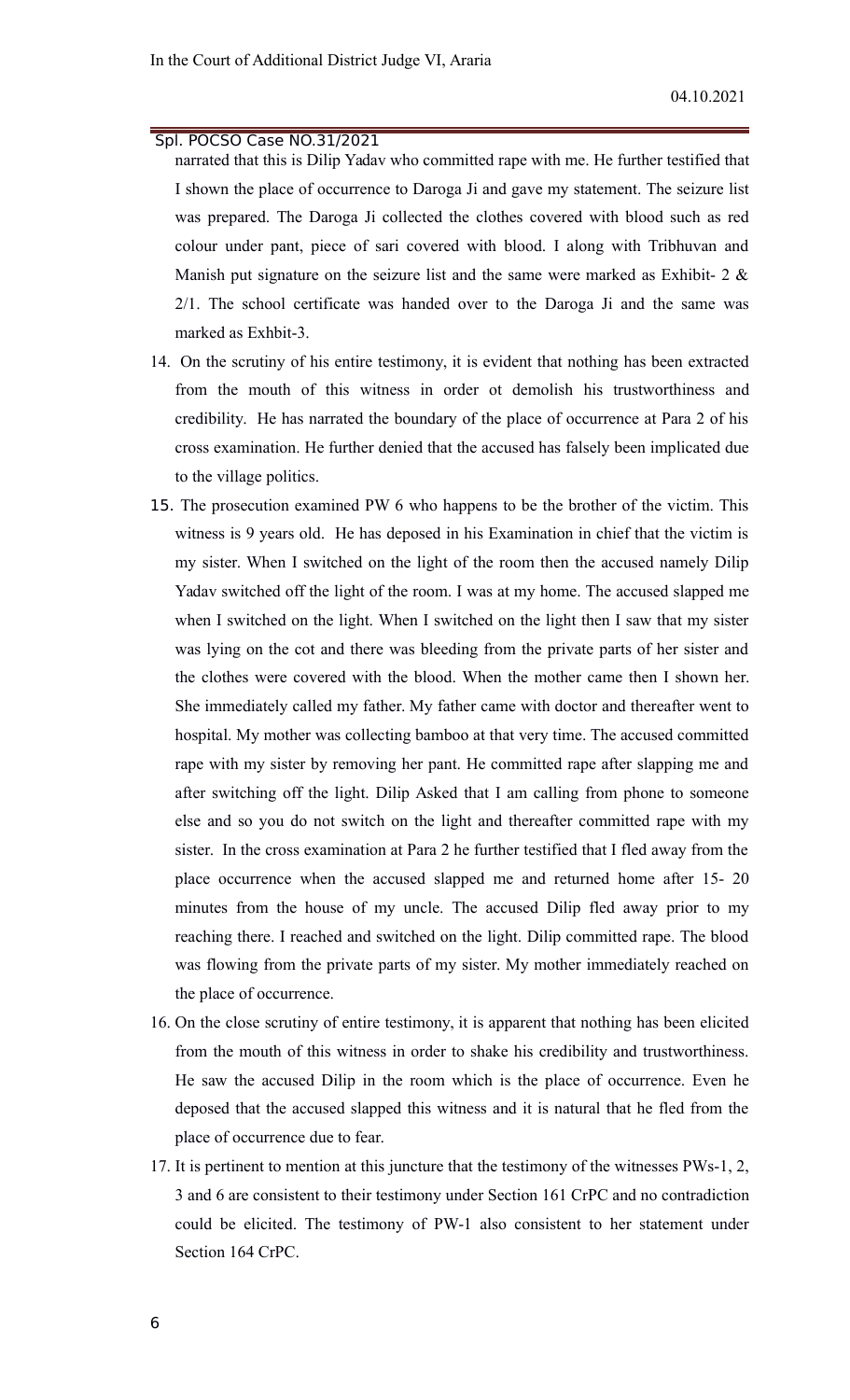narrated that this is Dilip Yadav who committed rape with me. He further testified that I shown the place of occurrence to Daroga Ji and gave my statement. The seizure list was prepared. The Daroga Ji collected the clothes covered with blood such as red colour under pant, piece of sari covered with blood. I along with Tribhuvan and Manish put signature on the seizure list and the same were marked as Exhibit- 2 & 2/1. The school certificate was handed over to the Daroga Ji and the same was marked as Exhbit-3.

14. On the scrutiny of his entire testimony, it is evident that nothing has been extracted from the mouth of this witness in order ot demolish his trustworthiness and credibility. He has narrated the boundary of the place of occurrence at Para 2 of his cross examination. He further denied that the accused has falsely been implicated due to the village politics.

15. The prosecution examined PW 6 who happens to be the brother of the victim. This witness is 9 years old. He has deposed in his Examination in chief that the victim is my sister. When I switched on the light of the room then the accused namely Dilip Yadav switched off the light of the room. I was at my home. The accused slapped me when I switched on the light. When I switched on the light then I saw that my sister was lying on the cot and there was bleeding from the private parts of her sister and the clothes were covered with the blood. When the mother came then I shown her. She immediately called my father. My father came with doctor and thereafter went to hospital. My mother was collecting bamboo at that very time. The accused committed rape with my sister by removing her pant. He committed rape after slapping me and after switching off the light. Dilip Asked that I am calling from phone to someone else and so you do not switch on the light and thereafter committed rape with my sister. In the cross examination at Para 2 he further testified that I fled away from the place occurrence when the accused slapped me and returned home after 15- 20 minutes from the house of my uncle. The accused Dilip fled away prior to my reaching there. I reached and switched on the light. Dilip committed rape. The blood was flowing from the private parts of my sister. My mother immediately reached on the place of occurrence.

16. On the close scrutiny of entire testimony, it is apparent that nothing has been elicited from the mouth of this witness in order to shake his credibility and trustworthiness. He saw the accused Dilip in the room which is the place of occurrence. Even he deposed that the accused slapped this witness and it is natural that he fled from the place of occurrence due to fear.

17. It is pertinent to mention at this juncture that the testimony of the witnesses PWs-1, 2, 3 and 6 are consistent to their testimony under Section 161 CrPC and no contradiction could be elicited. The testimony of PW-1 also consistent to her statement under Section 164 CrPC.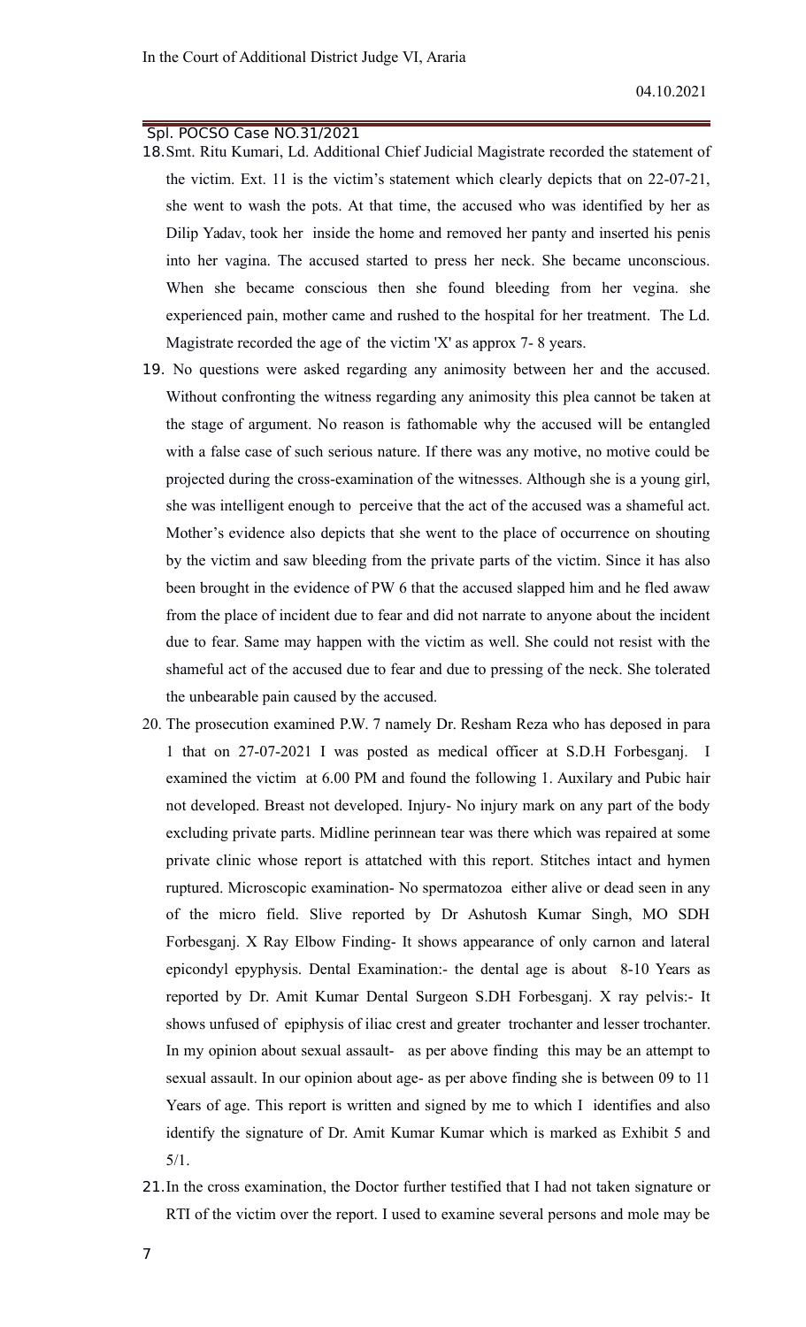18. Smt. Ritu Kumari, Ld. Additional Chief Judicial Magistrate recorded the statement of the victim. Ext. 11 is the victim's statement which clearly depicts that on 22-07-21, she went to wash the pots. At that time, the accused who was identified by her as Dilip Yadav, took her inside the home and removed her panty and inserted his penis into her vagina. The accused started to press her neck. She became unconscious. When she became conscious then she found bleeding from her vegina. she experienced pain, mother came and rushed to the hospital for her treatment. The Ld. Magistrate recorded the age of the victim 'X' as approx 7- 8 years.

19. No questions were asked regarding any animosity between her and the accused. Without confronting the witness regarding any animosity this plea cannot be taken at the stage of argument. No reason is fathomable why the accused will be entangled with a false case of such serious nature. If there was any motive, no motive could be projected during the cross-examination of the witnesses. Although she is a young girl, she was intelligent enough to perceive that the act of the accused was a shameful act. Mother's evidence also depicts that she went to the place of occurrence on shouting by the victim and saw bleeding from the private parts of the victim. Since it has also been brought in the evidence of PW 6 that the accused slapped him and he fled awaw from the place of incident due to fear and did not narrate to anyone about the incident due to fear. Same may happen with the victim as well. She could not resist with the shameful act of the accused due to fear and due to pressing of the neck. She tolerated the unbearable pain caused by the accused.

20. The prosecution examined P.W. 7 namely Dr. Resham Reza who has deposed in para 1 that on 27-07-2021 I was posted as medical officer at S.D.H Forbesganj. I examined the victim at 6.00 PM and found the following 1. Auxilary and Pubic hair not developed. Breast not developed. Injury- No injury mark on any part of the body excluding private parts. Midline perinnean tear was there which was repaired at some private clinic whose report is attatched with this report. Stitches intact and hymen ruptured. Microscopic examination- No spermatozoa either alive or dead seen in any of the micro field. Slive reported by Dr Ashutosh Kumar Singh, MO SDH Forbesganj. X Ray Elbow Finding- It shows appearance of only carnon and lateral epicondyl epyphysis. Dental Examination:- the dental age is about 8-10 Years as reported by Dr. Amit Kumar Dental Surgeon S.DH Forbesganj. X ray pelvis:- It shows unfused of epiphysis of iliac crest and greater trochanter and lesser trochanter. In my opinion about sexual assault- as per above finding this may be an attempt to sexual assault. In our opinion about age- as per above finding she is between 09 to 11 Years of age. This report is written and signed by me to which I identifies and also identify the signature of Dr. Amit Kumar Kumar which is marked as Exhibit 5 and 5/1.

21. In the cross examination, the Doctor further testified that I had not taken signature or RTI of the victim over the report. I used to examine several persons and mole may be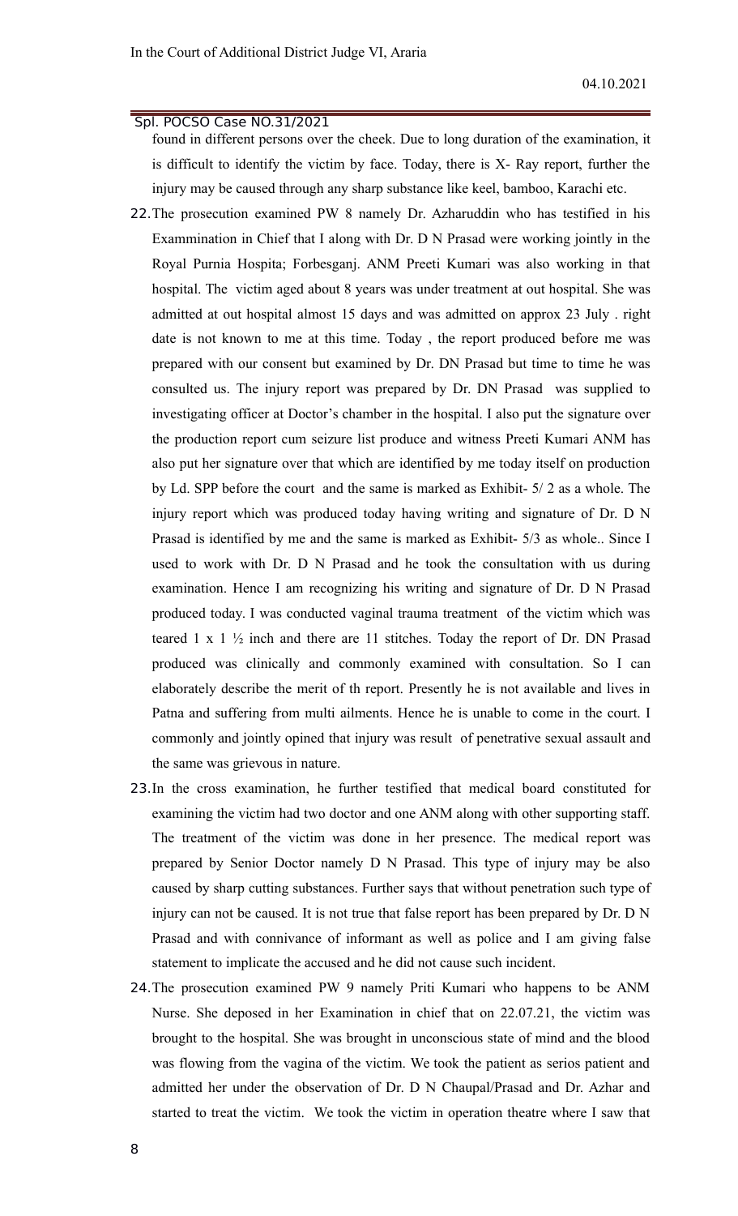found in different persons over the cheek. Due to long duration of the examination, it is difficult to identify the victim by face. Today, there is X- Ray report, further the injury may be caused through any sharp substance like keel, bamboo, Karachi etc.

22. The prosecution examined PW 8 namely Dr. Azharuddin who has testified in his Exammination in Chief that I along with Dr. D N Prasad were working jointly in the Royal Purnia Hospita; Forbesganj. ANM Preeti Kumari was also working in that hospital. The victim aged about 8 years was under treatment at out hospital. She was admitted at out hospital almost 15 days and was admitted on approx 23 July . right date is not known to me at this time. Today , the report produced before me was prepared with our consent but examined by Dr. DN Prasad but time to time he was consulted us. The injury report was prepared by Dr. DN Prasad was supplied to investigating officer at Doctor's chamber in the hospital. I also put the signature over the production report cum seizure list produce and witness Preeti Kumari ANM has also put her signature over that which are identified by me today itself on production by Ld. SPP before the court and the same is marked as Exhibit- 5/ 2 as a whole. The injury report which was produced today having writing and signature of Dr. D N Prasad is identified by me and the same is marked as Exhibit- 5/3 as whole.. Since I used to work with Dr. D N Prasad and he took the consultation with us during examination. Hence I am recognizing his writing and signature of Dr. D N Prasad produced today. I was conducted vaginal trauma treatment of the victim which was teared 1 x 1 ½ inch and there are 11 stitches. Today the report of Dr. DN Prasad produced was clinically and commonly examined with consultation. So I can elaborately describe the merit of th report. Presently he is not available and lives in Patna and suffering from multi ailments. Hence he is unable to come in the court. I commonly and jointly opined that injury was result of penetrative sexual assault and the same was grievous in nature.

23. In the cross examination, he further testified that medical board constituted for examining the victim had two doctor and one ANM along with other supporting staff. The treatment of the victim was done in her presence. The medical report was prepared by Senior Doctor namely D N Prasad. This type of injury may be also caused by sharp cutting substances. Further says that without penetration such type of injury can not be caused. It is not true that false report has been prepared by Dr. D N Prasad and with connivance of informant as well as police and I am giving false statement to implicate the accused and he did not cause such incident.

24. The prosecution examined PW 9 namely Priti Kumari who happens to be ANM Nurse. She deposed in her Examination in chief that on 22.07.21, the victim was brought to the hospital. She was brought in unconscious state of mind and the blood was flowing from the vagina of the victim. We took the patient as serios patient and admitted her under the observation of Dr. D N Chaupal/Prasad and Dr. Azhar and started to treat the victim. We took the victim in operation theatre where I saw that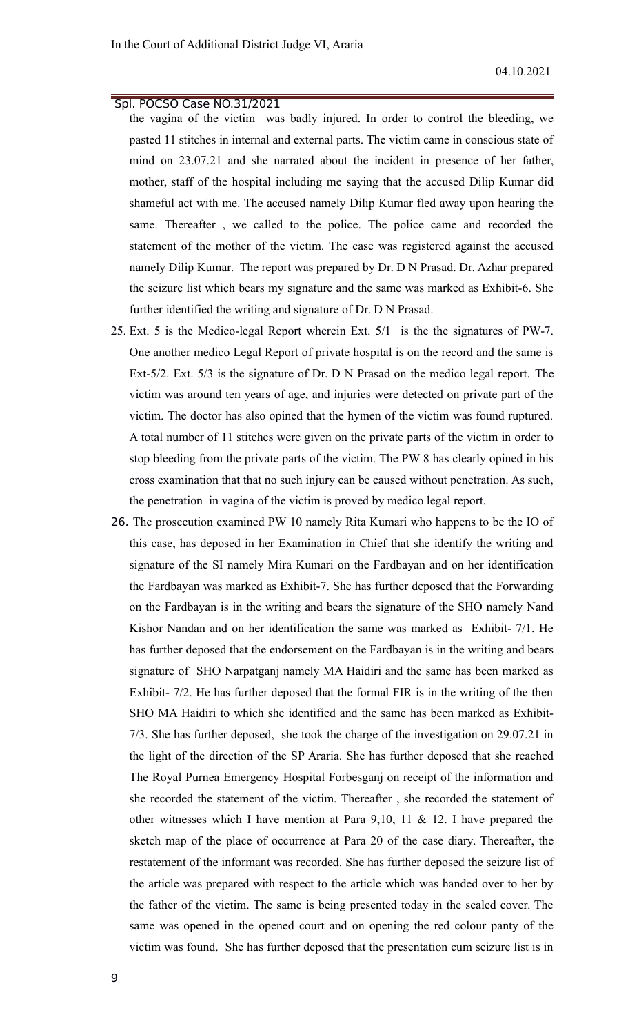the vagina of the victim was badly injured. In order to control the bleeding, we pasted 11 stitches in internal and external parts. The victim came in conscious state of mind on 23.07.21 and she narrated about the incident in presence of her father, mother, staff of the hospital including me saying that the accused Dilip Kumar did shameful act with me. The accused namely Dilip Kumar fled away upon hearing the same. Thereafter , we called to the police. The police came and recorded the statement of the mother of the victim. The case was registered against the accused namely Dilip Kumar. The report was prepared by Dr. D N Prasad. Dr. Azhar prepared the seizure list which bears my signature and the same was marked as Exhibit-6. She further identified the writing and signature of Dr. D N Prasad.

25. Ext. 5 is the Medico-legal Report wherein Ext. 5/1 is the the signatures of PW-7. One another medico Legal Report of private hospital is on the record and the same is Ext-5/2. Ext. 5/3 is the signature of Dr. D N Prasad on the medico legal report. The victim was around ten years of age, and injuries were detected on private part of the victim. The doctor has also opined that the hymen of the victim was found ruptured. A total number of 11 stitches were given on the private parts of the victim in order to stop bleeding from the private parts of the victim. The PW 8 has clearly opined in his cross examination that that no such injury can be caused without penetration. As such, the penetration in vagina of the victim is proved by medico legal report.

26. The prosecution examined PW 10 namely Rita Kumari who happens to be the IO of this case, has deposed in her Examination in Chief that she identify the writing and signature of the SI namely Mira Kumari on the Fardbayan and on her identification the Fardbayan was marked as Exhibit-7. She has further deposed that the Forwarding on the Fardbayan is in the writing and bears the signature of the SHO namely Nand Kishor Nandan and on her identification the same was marked as Exhibit- 7/1. He has further deposed that the endorsement on the Fardbayan is in the writing and bears signature of SHO Narpatganj namely MA Haidiri and the same has been marked as Exhibit- 7/2. He has further deposed that the formal FIR is in the writing of the then SHO MA Haidiri to which she identified and the same has been marked as Exhibit-7/3. She has further deposed, she took the charge of the investigation on 29.07.21 in the light of the direction of the SP Araria. She has further deposed that she reached The Royal Purnea Emergency Hospital Forbesganj on receipt of the information and she recorded the statement of the victim. Thereafter , she recorded the statement of other witnesses which I have mention at Para 9,10, 11 & 12. I have prepared the sketch map of the place of occurrence at Para 20 of the case diary. Thereafter, the restatement of the informant was recorded. She has further deposed the seizure list of the article was prepared with respect to the article which was handed over to her by the father of the victim. The same is being presented today in the sealed cover. The same was opened in the opened court and on opening the red colour panty of the victim was found. She has further deposed that the presentation cum seizure list is in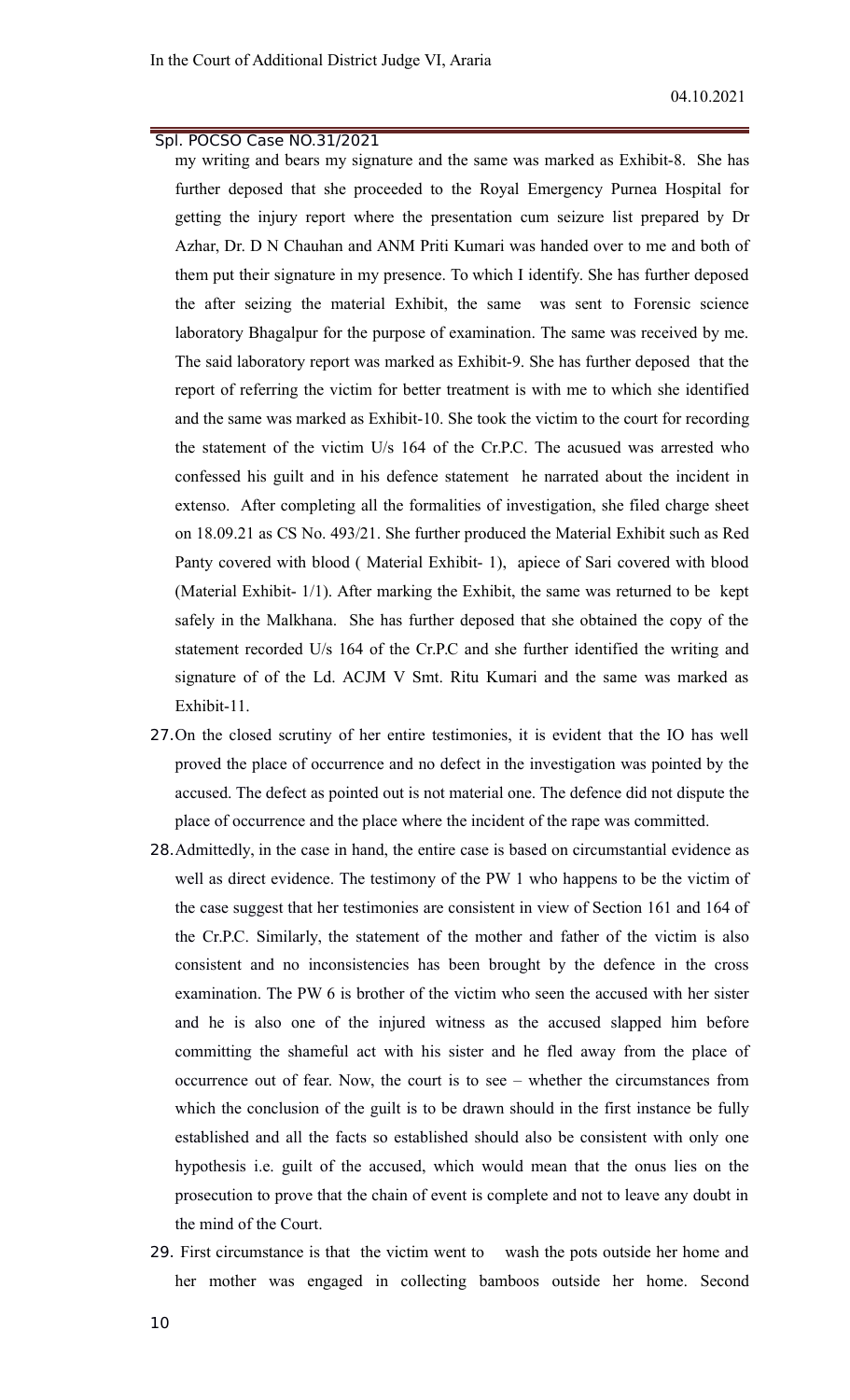my writing and bears my signature and the same was marked as Exhibit-8. She has further deposed that she proceeded to the Royal Emergency Purnea Hospital for getting the injury report where the presentation cum seizure list prepared by Dr Azhar, Dr. D N Chauhan and ANM Priti Kumari was handed over to me and both of them put their signature in my presence. To which I identify. She has further deposed the after seizing the material Exhibit, the same was sent to Forensic science laboratory Bhagalpur for the purpose of examination. The same was received by me. The said laboratory report was marked as Exhibit-9. She has further deposed that the report of referring the victim for better treatment is with me to which she identified and the same was marked as Exhibit-10. She took the victim to the court for recording the statement of the victim U/s 164 of the Cr.P.C. The acusued was arrested who confessed his guilt and in his defence statement he narrated about the incident in extenso. After completing all the formalities of investigation, she filed charge sheet on 18.09.21 as CS No. 493/21. She further produced the Material Exhibit such as Red Panty covered with blood ( Material Exhibit- 1), apiece of Sari covered with blood (Material Exhibit- 1/1). After marking the Exhibit, the same was returned to be kept safely in the Malkhana. She has further deposed that she obtained the copy of the statement recorded U/s 164 of the Cr.P.C and she further identified the writing and signature of of the Ld. ACJM V Smt. Ritu Kumari and the same was marked as Exhibit-11.

27. On the closed scrutiny of her entire testimonies, it is evident that the IO has well proved the place of occurrence and no defect in the investigation was pointed by the accused. The defect as pointed out is not material one. The defence did not dispute the place of occurrence and the place where the incident of the rape was committed.

28. Admittedly, in the case in hand, the entire case is based on circumstantial evidence as well as direct evidence. The testimony of the PW 1 who happens to be the victim of the case suggest that her testimonies are consistent in view of Section 161 and 164 of the Cr.P.C. Similarly, the statement of the mother and father of the victim is also consistent and no inconsistencies has been brought by the defence in the cross examination. The PW 6 is brother of the victim who seen the accused with her sister and he is also one of the injured witness as the accused slapped him before committing the shameful act with his sister and he fled away from the place of occurrence out of fear. Now, the court is to see – whether the circumstances from which the conclusion of the guilt is to be drawn should in the first instance be fully established and all the facts so established should also be consistent with only one hypothesis i.e. guilt of the accused, which would mean that the onus lies on the prosecution to prove that the chain of event is complete and not to leave any doubt in the mind of the Court.

29. First circumstance is that the victim went to wash the pots outside her home and her mother was engaged in collecting bamboos outside her home. Second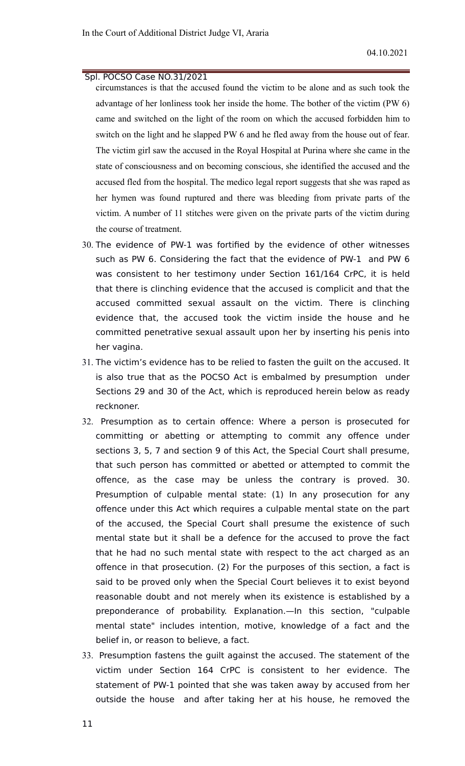circumstances is that the accused found the victim to be alone and as such took the advantage of her lonliness took her inside the home. The bother of the victim (PW 6) came and switched on the light of the room on which the accused forbidden him to switch on the light and he slapped PW 6 and he fled away from the house out of fear. The victim girl saw the accused in the Royal Hospital at Purina where she came in the state of consciousness and on becoming conscious, she identified the accused and the accused fled from the hospital. The medico legal report suggests that she was raped as her hymen was found ruptured and there was bleeding from private parts of the victim. A number of 11 stitches were given on the private parts of the victim during the course of treatment.

30. The evidence of PW-1 was fortified by the evidence of other witnesses such as PW 6. Considering the fact that the evidence of PW-1 and PW 6 was consistent to her testimony under Section 161/164 CrPC, it is held that there is clinching evidence that the accused is complicit and that the accused committed sexual assault on the victim. There is clinching evidence that, the accused took the victim inside the house and he committed penetrative sexual assault upon her by inserting his penis into her vagina.

31. The victim's evidence has to be relied to fasten the guilt on the accused. It is also true that as the POCSO Act is embalmed by presumption under Sections 29 and 30 of the Act, which is reproduced herein below as ready recknoner.

32. Presumption as to certain offence: Where a person is prosecuted for committing or abetting or attempting to commit any offence under sections 3, 5, 7 and section 9 of this Act, the Special Court shall presume, that such person has committed or abetted or attempted to commit the offence, as the case may be unless the contrary is proved. 30. Presumption of culpable mental state: (1) In any prosecution for any offence under this Act which requires a culpable mental state on the part of the accused, the Special Court shall presume the existence of such mental state but it shall be a defence for the accused to prove the fact that he had no such mental state with respect to the act charged as an offence in that prosecution. (2) For the purposes of this section, a fact is said to be proved only when the Special Court believes it to exist beyond reasonable doubt and not merely when its existence is established by a preponderance of probability. Explanation.—In this section, "culpable mental state" includes intention, motive, knowledge of a fact and the belief in, or reason to believe, a fact.

33. Presumption fastens the guilt against the accused. The statement of the victim under Section 164 CrPC is consistent to her evidence. The statement of PW-1 pointed that she was taken away by accused from her outside the house and after taking her at his house, he removed the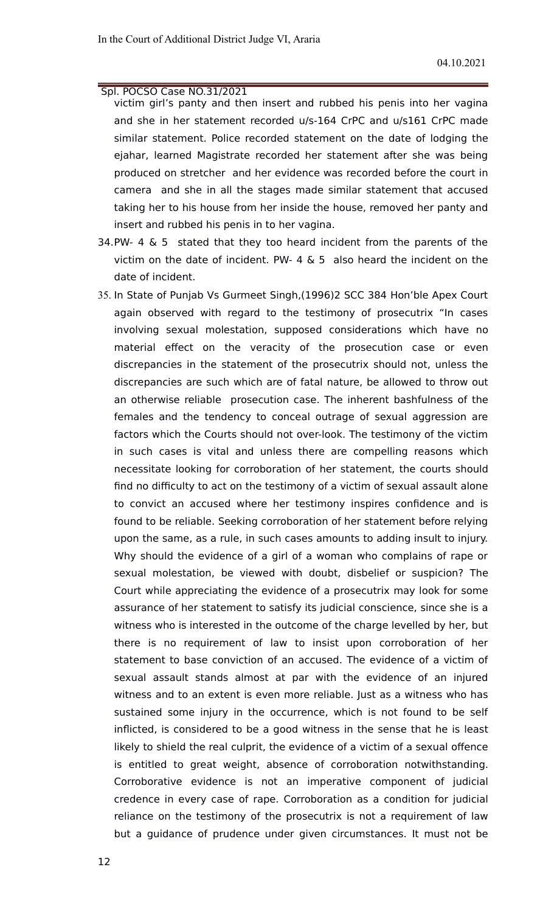victim girl's panty and then insert and rubbed his penis into her vagina and she in her statement recorded u/s-164 CrPC and u/s161 CrPC made similar statement. Police recorded statement on the date of lodging the ejahar, learned Magistrate recorded her statement after she was being produced on stretcher and her evidence was recorded before the court in camera and she in all the stages made similar statement that accused taking her to his house from her inside the house, removed her panty and insert and rubbed his penis in to her vagina.

34. PW- 4 & 5 stated that they too heard incident from the parents of the victim on the date of incident. PW- 4 & 5 also heard the incident on the date of incident.

35. In State of Punjab Vs Gurmeet Singh,(1996)2 SCC 384 Hon'ble Apex Court again observed with regard to the testimony of prosecutrix "In cases involving sexual molestation, supposed considerations which have no material effect on the veracity of the prosecution case or even discrepancies in the statement of the prosecutrix should not, unless the discrepancies are such which are of fatal nature, be allowed to throw out an otherwise reliable prosecution case. The inherent bashfulness of the females and the tendency to conceal outrage of sexual aggression are factors which the Courts should not over-look. The testimony of the victim in such cases is vital and unless there are compelling reasons which necessitate looking for corroboration of her statement, the courts should find no difficulty to act on the testimony of a victim of sexual assault alone to convict an accused where her testimony inspires confidence and is found to be reliable. Seeking corroboration of her statement before relying upon the same, as a rule, in such cases amounts to adding insult to injury. Why should the evidence of a girl of a woman who complains of rape or sexual molestation, be viewed with doubt, disbelief or suspicion? The Court while appreciating the evidence of a prosecutrix may look for some assurance of her statement to satisfy its judicial conscience, since she is a witness who is interested in the outcome of the charge levelled by her, but there is no requirement of law to insist upon corroboration of her statement to base conviction of an accused. The evidence of a victim of sexual assault stands almost at par with the evidence of an injured witness and to an extent is even more reliable. Just as a witness who has sustained some injury in the occurrence, which is not found to be self inflicted, is considered to be a good witness in the sense that he is least likely to shield the real culprit, the evidence of a victim of a sexual offence is entitled to great weight, absence of corroboration notwithstanding. Corroborative evidence is not an imperative component of judicial credence in every case of rape. Corroboration as a condition for judicial reliance on the testimony of the prosecutrix is not a requirement of law but a guidance of prudence under given circumstances. It must not be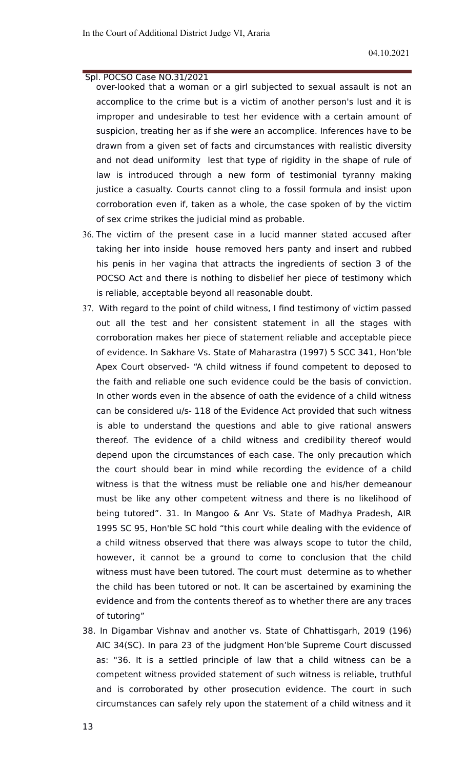over-looked that a woman or a girl subjected to sexual assault is not an accomplice to the crime but is a victim of another person's lust and it is improper and undesirable to test her evidence with a certain amount of suspicion, treating her as if she were an accomplice. Inferences have to be drawn from a given set of facts and circumstances with realistic diversity and not dead uniformity lest that type of rigidity in the shape of rule of law is introduced through a new form of testimonial tyranny making justice a casualty. Courts cannot cling to a fossil formula and insist upon corroboration even if, taken as a whole, the case spoken of by the victim of sex crime strikes the judicial mind as probable.

36. The victim of the present case in a lucid manner stated accused after taking her into inside house removed hers panty and insert and rubbed his penis in her vagina that attracts the ingredients of section 3 of the POCSO Act and there is nothing to disbelief her piece of testimony which is reliable, acceptable beyond all reasonable doubt.

37. With regard to the point of child witness, I find testimony of victim passed out all the test and her consistent statement in all the stages with corroboration makes her piece of statement reliable and acceptable piece of evidence. In Sakhare Vs. State of Maharastra (1997) 5 SCC 341, Hon'ble Apex Court observed- "A child witness if found competent to deposed to the faith and reliable one such evidence could be the basis of conviction. In other words even in the absence of oath the evidence of a child witness can be considered u/s- 118 of the Evidence Act provided that such witness is able to understand the questions and able to give rational answers thereof. The evidence of a child witness and credibility thereof would depend upon the circumstances of each case. The only precaution which the court should bear in mind while recording the evidence of a child witness is that the witness must be reliable one and his/her demeanour must be like any other competent witness and there is no likelihood of being tutored". 31. In Mangoo & Anr Vs. State of Madhya Pradesh, AIR 1995 SC 95, Hon'ble SC hold "this court while dealing with the evidence of a child witness observed that there was always scope to tutor the child, however, it cannot be a ground to come to conclusion that the child witness must have been tutored. The court must determine as to whether the child has been tutored or not. It can be ascertained by examining the evidence and from the contents thereof as to whether there are any traces of tutoring"

38. In Digambar Vishnav and another vs. State of Chhattisgarh, 2019 (196) AIC 34(SC). In para 23 of the judgment Hon'ble Supreme Court discussed as: "36. It is a settled principle of law that a child witness can be a competent witness provided statement of such witness is reliable, truthful and is corroborated by other prosecution evidence. The court in such circumstances can safely rely upon the statement of a child witness and it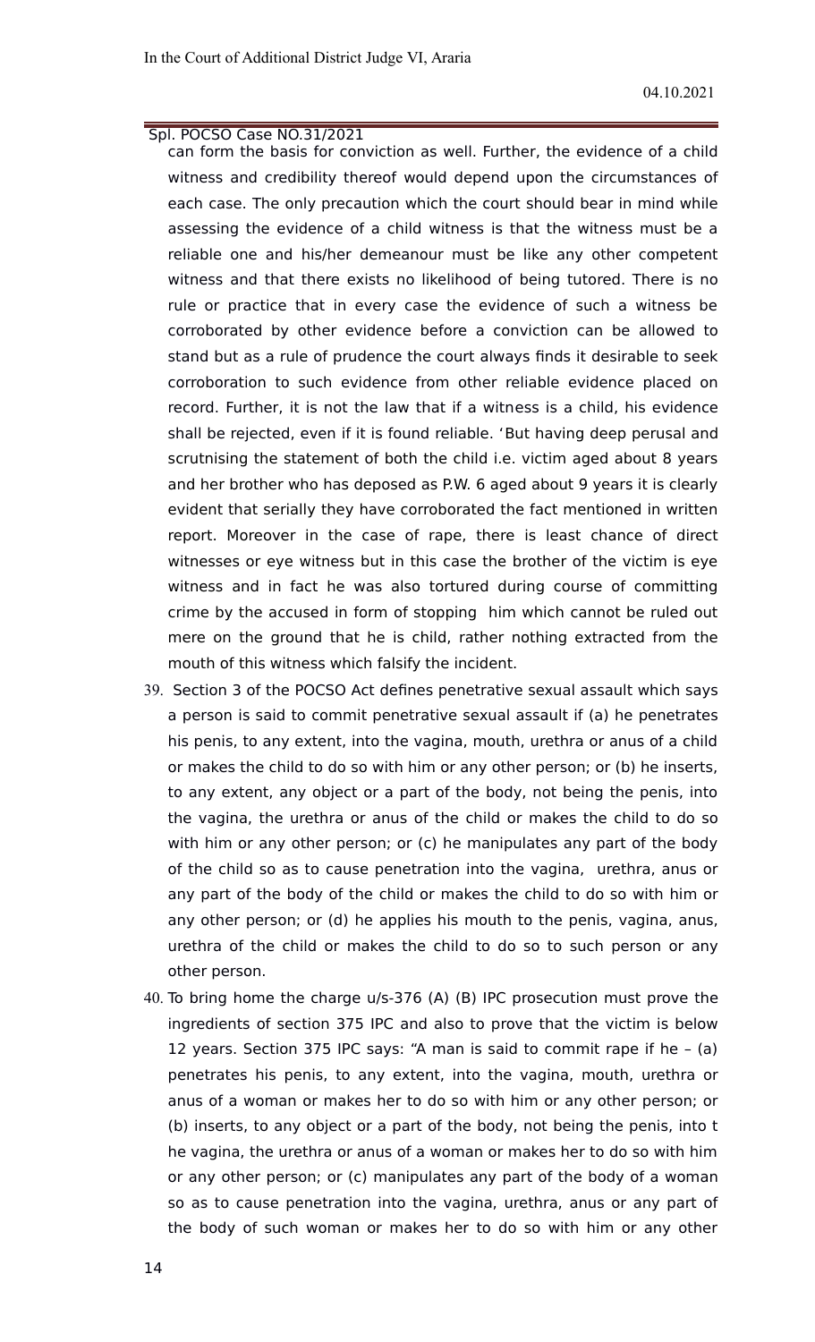can form the basis for conviction as well. Further, the evidence of a child witness and credibility thereof would depend upon the circumstances of each case. The only precaution which the court should bear in mind while assessing the evidence of a child witness is that the witness must be a reliable one and his/her demeanour must be like any other competent witness and that there exists no likelihood of being tutored. There is no rule or practice that in every case the evidence of such a witness be corroborated by other evidence before a conviction can be allowed to stand but as a rule of prudence the court always finds it desirable to seek corroboration to such evidence from other reliable evidence placed on record. Further, it is not the law that if a witness is a child, his evidence shall be rejected, even if it is found reliable. 'But having deep perusal and scrutnising the statement of both the child i.e. victim aged about 8 years and her brother who has deposed as P.W. 6 aged about 9 years it is clearly evident that serially they have corroborated the fact mentioned in written report. Moreover in the case of rape, there is least chance of direct witnesses or eye witness but in this case the brother of the victim is eye witness and in fact he was also tortured during course of committing crime by the accused in form of stopping him which cannot be ruled out mere on the ground that he is child, rather nothing extracted from the mouth of this witness which falsify the incident.

39. Section 3 of the POCSO Act defines penetrative sexual assault which says a person is said to commit penetrative sexual assault if (a) he penetrates his penis, to any extent, into the vagina, mouth, urethra or anus of a child or makes the child to do so with him or any other person; or (b) he inserts, to any extent, any object or a part of the body, not being the penis, into the vagina, the urethra or anus of the child or makes the child to do so with him or any other person; or (c) he manipulates any part of the body of the child so as to cause penetration into the vagina, urethra, anus or any part of the body of the child or makes the child to do so with him or any other person; or (d) he applies his mouth to the penis, vagina, anus, urethra of the child or makes the child to do so to such person or any other person.

40. To bring home the charge u/s-376 (A) (B) IPC prosecution must prove the ingredients of section 375 IPC and also to prove that the victim is below 12 years. Section 375 IPC says: "A man is said to commit rape if he – (a) penetrates his penis, to any extent, into the vagina, mouth, urethra or anus of a woman or makes her to do so with him or any other person; or (b) inserts, to any object or a part of the body, not being the penis, into t he vagina, the urethra or anus of a woman or makes her to do so with him or any other person; or (c) manipulates any part of the body of a woman so as to cause penetration into the vagina, urethra, anus or any part of the body of such woman or makes her to do so with him or any other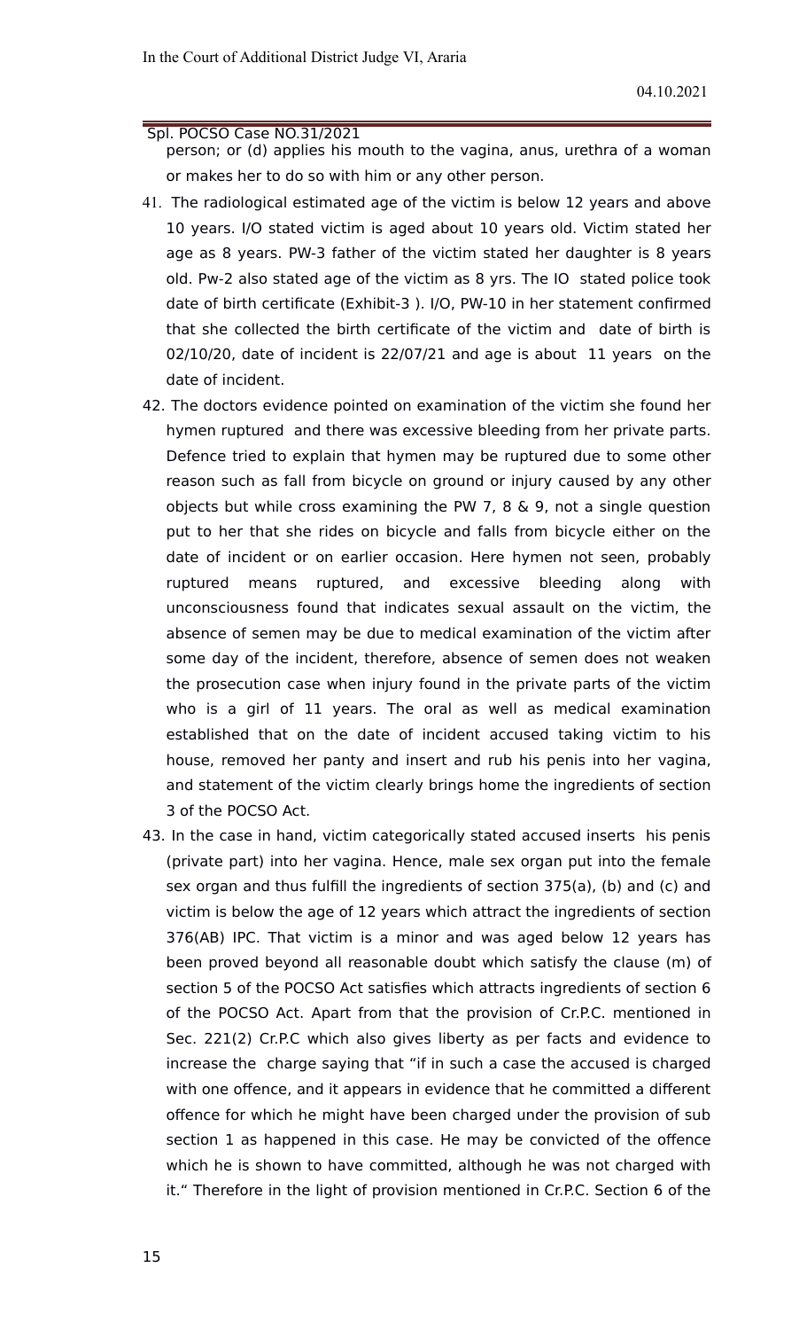person; or (d) applies his mouth to the vagina, anus, urethra of a woman or makes her to do so with him or any other person.

41. The radiological estimated age of the victim is below 12 years and above 10 years. I/O stated victim is aged about 10 years old. Victim stated her age as 8 years. PW-3 father of the victim stated her daughter is 8 years old. Pw-2 also stated age of the victim as 8 yrs. The IO stated police took date of birth certificate (Exhibit-3 ). I/O, PW-10 in her statement confirmed that she collected the birth certificate of the victim and date of birth is 02/10/20, date of incident is 22/07/21 and age is about 11 years on the date of incident.

42. The doctors evidence pointed on examination of the victim she found her hymen ruptured and there was excessive bleeding from her private parts. Defence tried to explain that hymen may be ruptured due to some other reason such as fall from bicycle on ground or injury caused by any other objects but while cross examining the PW 7, 8 & 9, not a single question put to her that she rides on bicycle and falls from bicycle either on the date of incident or on earlier occasion. Here hymen not seen, probably ruptured means ruptured, and excessive bleeding along with unconsciousness found that indicates sexual assault on the victim, the absence of semen may be due to medical examination of the victim after some day of the incident, therefore, absence of semen does not weaken the prosecution case when injury found in the private parts of the victim who is a girl of 11 years. The oral as well as medical examination established that on the date of incident accused taking victim to his house, removed her panty and insert and rub his penis into her vagina, and statement of the victim clearly brings home the ingredients of section 3 of the POCSO Act.

43. In the case in hand, victim categorically stated accused inserts his penis (private part) into her vagina. Hence, male sex organ put into the female sex organ and thus fulfill the ingredients of section 375(a), (b) and (c) and victim is below the age of 12 years which attract the ingredients of section 376(AB) IPC. That victim is a minor and was aged below 12 years has been proved beyond all reasonable doubt which satisfy the clause (m) of section 5 of the POCSO Act satisfies which attracts ingredients of section 6 of the POCSO Act. Apart from that the provision of Cr.P.C. mentioned in Sec. 221(2) Cr.P.C which also gives liberty as per facts and evidence to increase the charge saying that "if in such a case the accused is charged with one offence, and it appears in evidence that he committed a different offence for which he might have been charged under the provision of sub section 1 as happened in this case. He may be convicted of the offence which he is shown to have committed, although he was not charged with it." Therefore in the light of provision mentioned in Cr.P.C. Section 6 of the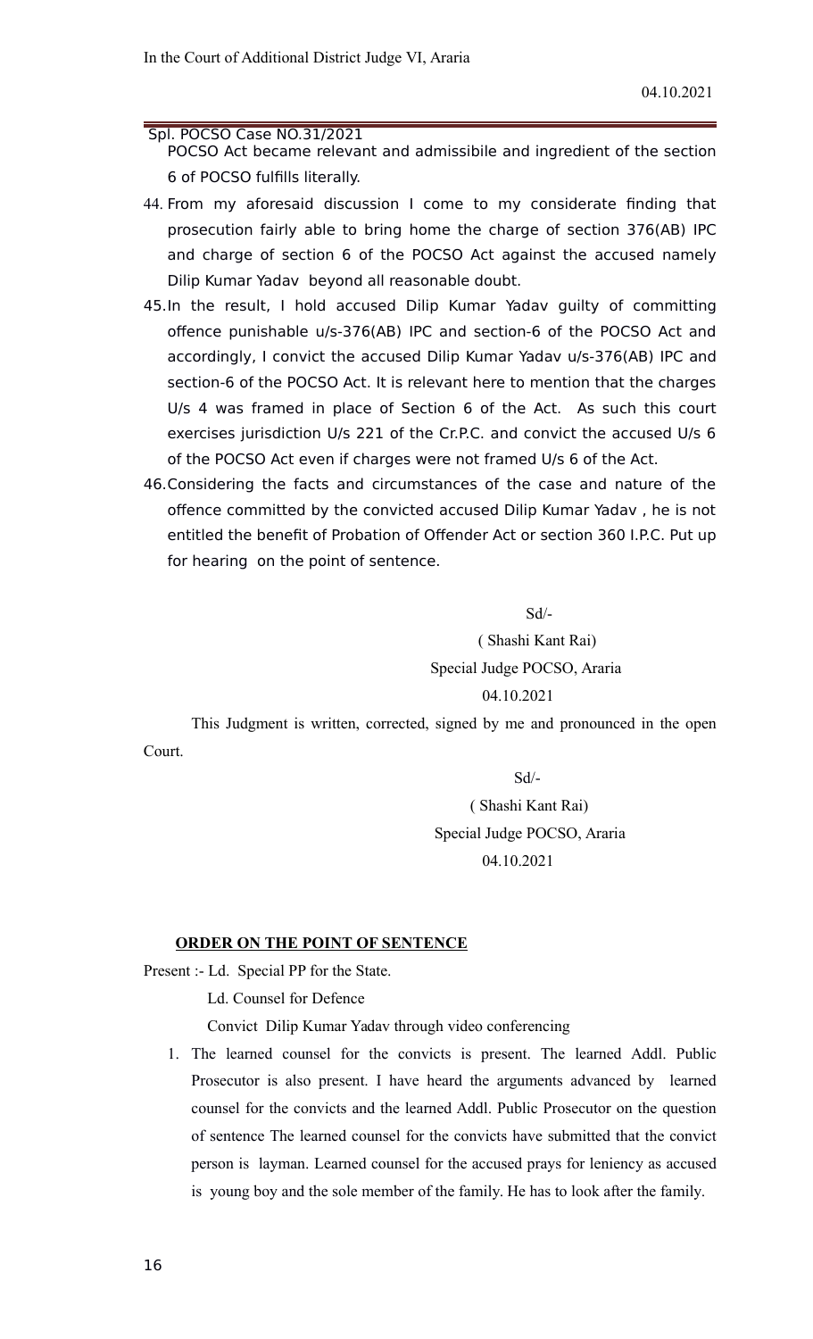POCSO Act became relevant and admissibile and ingredient of the section 6 of POCSO fulfills literally.

44. From my aforesaid discussion I come to my considerate finding that prosecution fairly able to bring home the charge of section 376(AB) IPC and charge of section 6 of the POCSO Act against the accused namely Dilip Kumar Yadav beyond all reasonable doubt.
45. In the result, I hold accused Dilip Kumar Yadav guilty of committing offence punishable u/s-376(AB) IPC and section-6 of the POCSO Act and accordingly, I convict the accused Dilip Kumar Yadav u/s-376(AB) IPC and section-6 of the POCSO Act. It is relevant here to mention that the charges U/s 4 was framed in place of Section 6 of the Act. As such this court exercises jurisdiction U/s 221 of the Cr.P.C. and convict the accused U/s 6 of the POCSO Act even if charges were not framed U/s 6 of the Act.
46. Considering the facts and circumstances of the case and nature of the offence committed by the convicted accused Dilip Kumar Yadav , he is not entitled the benefit of Probation of Offender Act or section 360 I.P.C. Put up for hearing on the point of sentence.

Sd/-

( Shashi Kant Rai)

Special Judge POCSO, Araria

04.10.2021

This Judgment is written, corrected, signed by me and pronounced in the open Court.

Sd/-

( Shashi Kant Rai)

Special Judge POCSO, Araria

04.10.2021

**ORDER ON THE POINT OF SENTENCE**

Present :- Ld. Special PP for the State.

Ld. Counsel for Defence

Convict Dilip Kumar Yadav through video conferencing

1. The learned counsel for the convicts is present. The learned Addl. Public Prosecutor is also present. I have heard the arguments advanced by learned counsel for the convicts and the learned Addl. Public Prosecutor on the question of sentence The learned counsel for the convicts have submitted that the convict person is layman. Learned counsel for the accused prays for leniency as accused is young boy and the sole member of the family. He has to look after the family.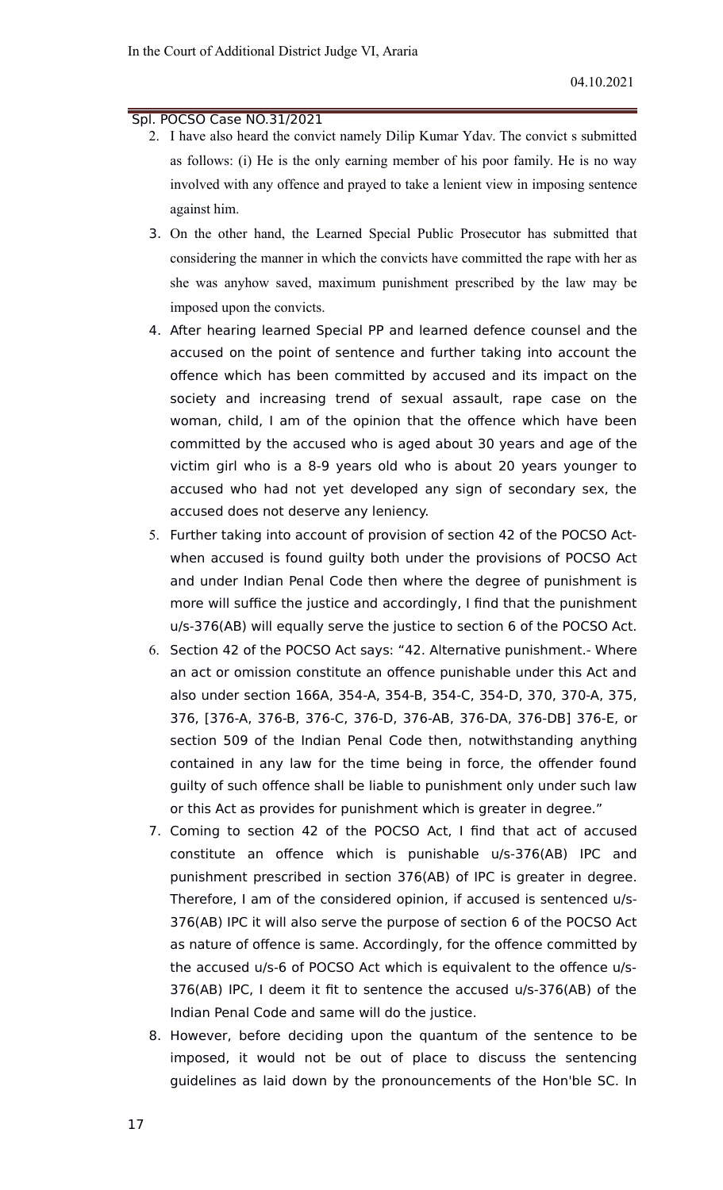2. I have also heard the convict namely Dilip Kumar Ydav. The convict s submitted as follows: (i) He is the only earning member of his poor family. He is no way involved with any offence and prayed to take a lenient view in imposing sentence against him.

3. On the other hand, the Learned Special Public Prosecutor has submitted that considering the manner in which the convicts have committed the rape with her as she was anyhow saved, maximum punishment prescribed by the law may be imposed upon the convicts.

4. After hearing learned Special PP and learned defence counsel and the accused on the point of sentence and further taking into account the offence which has been committed by accused and its impact on the society and increasing trend of sexual assault, rape case on the woman, child, I am of the opinion that the offence which have been committed by the accused who is aged about 30 years and age of the victim girl who is a 8-9 years old who is about 20 years younger to accused who had not yet developed any sign of secondary sex, the accused does not deserve any leniency.

5. Further taking into account of provision of section 42 of the POCSO Act- when accused is found guilty both under the provisions of POCSO Act and under Indian Penal Code then where the degree of punishment is more will suffice the justice and accordingly, I find that the punishment u/s-376(AB) will equally serve the justice to section 6 of the POCSO Act.

6. Section 42 of the POCSO Act says: "42. Alternative punishment.- Where an act or omission constitute an offence punishable under this Act and also under section 166A, 354-A, 354-B, 354-C, 354-D, 370, 370-A, 375, 376, [376-A, 376-B, 376-C, 376-D, 376-AB, 376-DA, 376-DB] 376-E, or section 509 of the Indian Penal Code then, notwithstanding anything contained in any law for the time being in force, the offender found guilty of such offence shall be liable to punishment only under such law or this Act as provides for punishment which is greater in degree."

7. Coming to section 42 of the POCSO Act, I find that act of accused constitute an offence which is punishable u/s-376(AB) IPC and punishment prescribed in section 376(AB) of IPC is greater in degree. Therefore, I am of the considered opinion, if accused is sentenced u/s-376(AB) IPC it will also serve the purpose of section 6 of the POCSO Act as nature of offence is same. Accordingly, for the offence committed by the accused u/s-6 of POCSO Act which is equivalent to the offence u/s-376(AB) IPC, I deem it fit to sentence the accused u/s-376(AB) of the Indian Penal Code and same will do the justice.

8. However, before deciding upon the quantum of the sentence to be imposed, it would not be out of place to discuss the sentencing guidelines as laid down by the pronouncements of the Hon'ble SC. In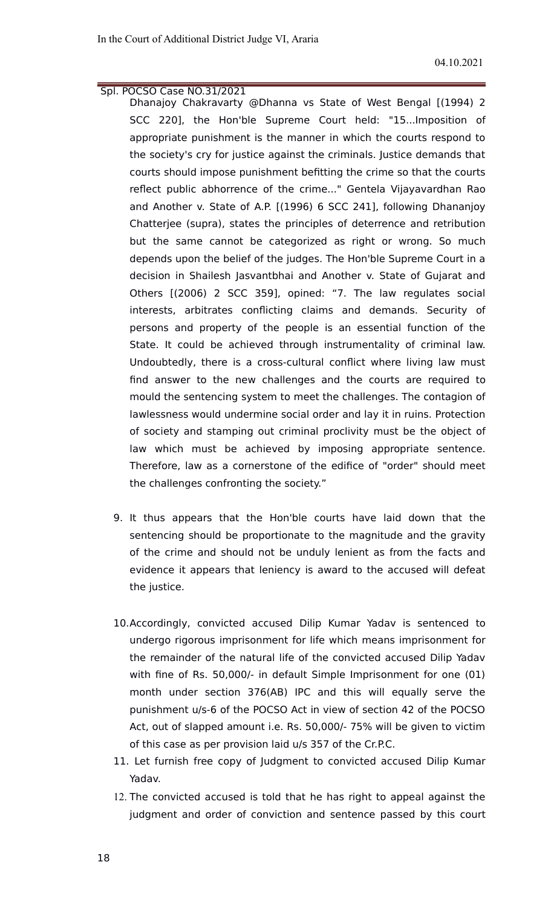Dhanajoy Chakravarty @Dhanna vs State of West Bengal [(1994) 2 SCC 220], the Hon'ble Supreme Court held: "15...Imposition of appropriate punishment is the manner in which the courts respond to the society's cry for justice against the criminals. Justice demands that courts should impose punishment befitting the crime so that the courts reflect public abhorrence of the crime..." Gentela Vijayavardhan Rao and Another v. State of A.P. [(1996) 6 SCC 241], following Dhananjoy Chatterjee (supra), states the principles of deterrence and retribution but the same cannot be categorized as right or wrong. So much depends upon the belief of the judges. The Hon'ble Supreme Court in a decision in Shailesh Jasvantbhai and Another v. State of Gujarat and Others [(2006) 2 SCC 359], opined: “7. The law regulates social interests, arbitrates conflicting claims and demands. Security of persons and property of the people is an essential function of the State. It could be achieved through instrumentality of criminal law. Undoubtedly, there is a cross-cultural conflict where living law must find answer to the new challenges and the courts are required to mould the sentencing system to meet the challenges. The contagion of lawlessness would undermine social order and lay it in ruins. Protection of society and stamping out criminal proclivity must be the object of law which must be achieved by imposing appropriate sentence. Therefore, law as a cornerstone of the edifice of "order" should meet the challenges confronting the society.”

9. It thus appears that the Hon'ble courts have laid down that the sentencing should be proportionate to the magnitude and the gravity of the crime and should not be unduly lenient as from the facts and evidence it appears that leniency is award to the accused will defeat the justice.

10. Accordingly, convicted accused Dilip Kumar Yadav is sentenced to undergo rigorous imprisonment for life which means imprisonment for the remainder of the natural life of the convicted accused Dilip Yadav with fine of Rs. 50,000/- in default Simple Imprisonment for one (01) month under section 376(AB) IPC and this will equally serve the punishment u/s-6 of the POCSO Act in view of section 42 of the POCSO Act, out of slapped amount i.e. Rs. 50,000/- 75% will be given to victim of this case as per provision laid u/s 357 of the Cr.P.C.

11. Let furnish free copy of Judgment to convicted accused Dilip Kumar Yadav.

12. The convicted accused is told that he has right to appeal against the judgment and order of conviction and sentence passed by this court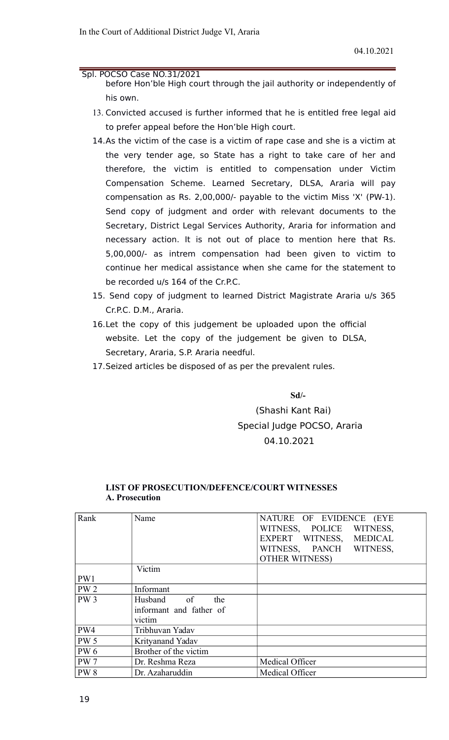before Hon'ble High court through the jail authority or independently of his own.

13. Convicted accused is further informed that he is entitled free legal aid to prefer appeal before the Hon'ble High court.

14. As the victim of the case is a victim of rape case and she is a victim at the very tender age, so State has a right to take care of her and therefore, the victim is entitled to compensation under Victim Compensation Scheme. Learned Secretary, DLSA, Araria will pay compensation as Rs. 2,00,000/- payable to the victim Miss 'X' (PW-1). Send copy of judgment and order with relevant documents to the Secretary, District Legal Services Authority, Araria for information and necessary action. It is not out of place to mention here that Rs. 5,00,000/- as intrem compensation had been given to victim to continue her medical assistance when she came for the statement to be recorded u/s 164 of the Cr.P.C.

15. Send copy of judgment to learned District Magistrate Araria u/s 365 Cr.P.C. D.M., Araria.

16. Let the copy of this judgement be uploaded upon the official website. Let the copy of the judgement be given to DLSA, Secretary, Araria, S.P. Araria needful.

17. Seized articles be disposed of as per the prevalent rules.

**Sd/-**

(Shashi Kant Rai)

Special Judge POCSO, Araria

04.10.2021

**LIST OF PROSECUTION/DEFENCE/COURT WITNESSES**

**A. Prosecution**

| Rank | Name | NATURE OF EVIDENCE (EYE WITNESS, POLICE WITNESS, EXPERT WITNESS, MEDICAL WITNESS, PANCH WITNESS, OTHER WITNESS) |
|---|---|---|
| PW1 | Victim | |
| PW 2 | Informant | |
| PW 3 | Husband of the informant and father of victim | |
| PW4 | Tribhuvan Yadav | |
| PW 5 | Krityanand Yadav | |
| PW 6 | Brother of the victim | |
| PW 7 | Dr. Reshma Reza | Medical Officer |
| PW 8 | Dr. Azaharuddin | Medical Officer |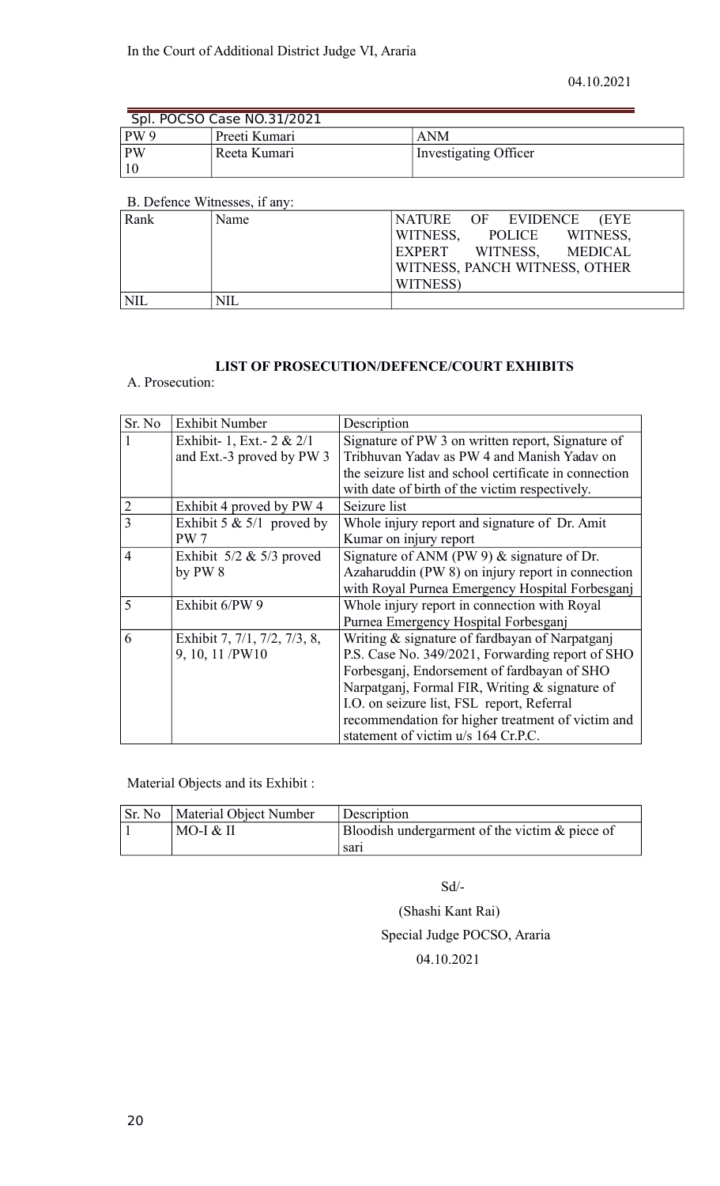In the Court of Additional District Judge VI, Araria

04.10.2021

Spl. POCSO Case NO.31/2021

| | | |
|---|---|---|
| PW 9 | Preeti Kumari | ANM |
| PW 10 | Reeta Kumari | Investigating Officer |

B. Defence Witnesses, if any:

| Rank | Name | NATURE OF EVIDENCE (EYE WITNESS, POLICE WITNESS, EXPERT WITNESS, MEDICAL WITNESS, PANCH WITNESS, OTHER WITNESS) |
|---|---|---|
| NIL | NIL | |

**LIST OF PROSECUTION/DEFENCE/COURT EXHIBITS**

A. Prosecution:

| Sr. No | Exhibit Number | Description |
|---|---|---|
| 1 | Exhibit- 1, Ext.- 2 & 2/1 and Ext.-3 proved by PW 3 | Signature of PW 3 on written report, Signature of Tribhuvan Yadav as PW 4 and Manish Yadav on the seizure list and school certificate in connection with date of birth of the victim respectively. |
| 2 | Exhibit 4 proved by PW 4 | Seizure list |
| 3 | Exhibit 5 & 5/1 proved by PW 7 | Whole injury report and signature of Dr. Amit Kumar on injury report |
| 4 | Exhibit 5/2 & 5/3 proved by PW 8 | Signature of ANM (PW 9) & signature of Dr. Azaharuddin (PW 8) on injury report in connection with Royal Purnea Emergency Hospital Forbesganj |
| 5 | Exhibit 6/PW 9 | Whole injury report in connection with Royal Purnea Emergency Hospital Forbesganj |
| 6 | Exhibit 7, 7/1, 7/2, 7/3, 8, 9, 10, 11 /PW10 | Writing & signature of fardbayan of Narpatganj P.S. Case No. 349/2021, Forwarding report of SHO Forbesganj, Endorsement of fardbayan of SHO Narpatganj, Formal FIR, Writing & signature of I.O. on seizure list, FSL report, Referral recommendation for higher treatment of victim and statement of victim u/s 164 Cr.P.C. |

Material Objects and its Exhibit :

| Sr. No | Material Object Number | Description |
|---|---|---|
| 1 | MO-I & II | Bloodish undergarment of the victim & piece of sari |

Sd/-

(Shashi Kant Rai)

Special Judge POCSO, Araria

04.10.2021